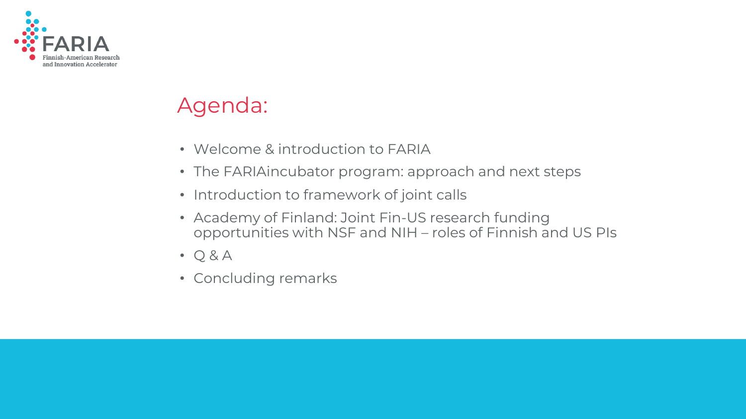FARIA
Finnish-American Research and Innovation Accelerator

# Agenda:

- Welcome & introduction to FARIA
- The FARIAincubator program: approach and next steps
- Introduction to framework of joint calls
- Academy of Finland: Joint Fin-US research funding opportunities with NSF and NIH – roles of Finnish and US PIs
- Q & A
- Concluding remarks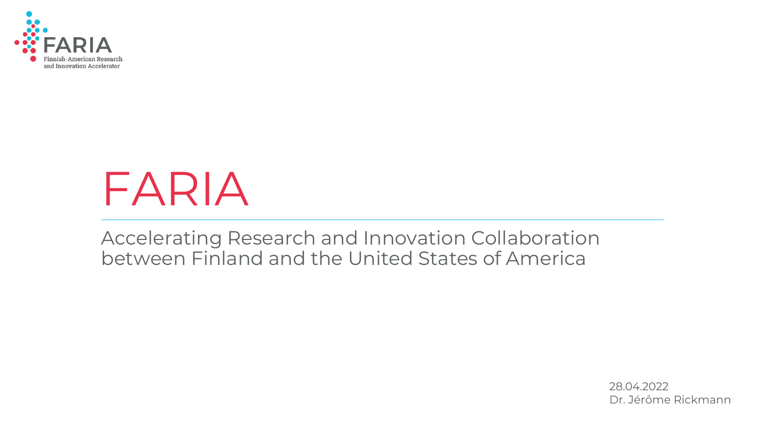FARIA

Finnish-American Research and Innovation Accelerator

# FARIA

Accelerating Research and Innovation Collaboration between Finland and the United States of America

28.04.2022
Dr. Jérôme Rickmann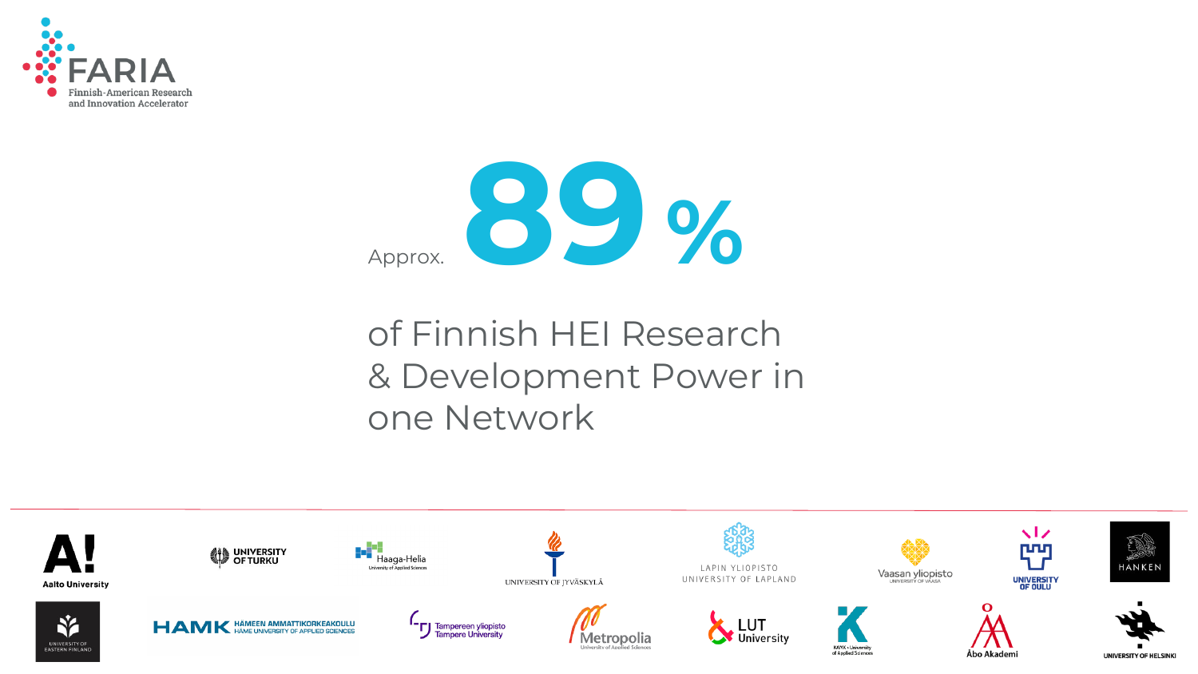Approx. **89 %**

of Finnish HEI Research & Development Power in one Network

Aalto University · University of Turku · Haaga-Helia University of Applied Sciences · University of Jyväskylä · Lapin yliopisto University of Lapland · Vaasan yliopisto University of Vaasa · University of Oulu · Hanken · University of Eastern Finland · HAMK Hämeen ammattikorkeakoulu Häme University of Applied Sciences · Tampereen yliopisto Tampere University · Metropolia University of Applied Sciences · LUT University · XAMK University of Applied Sciences · Åbo Akademi · University of Helsinki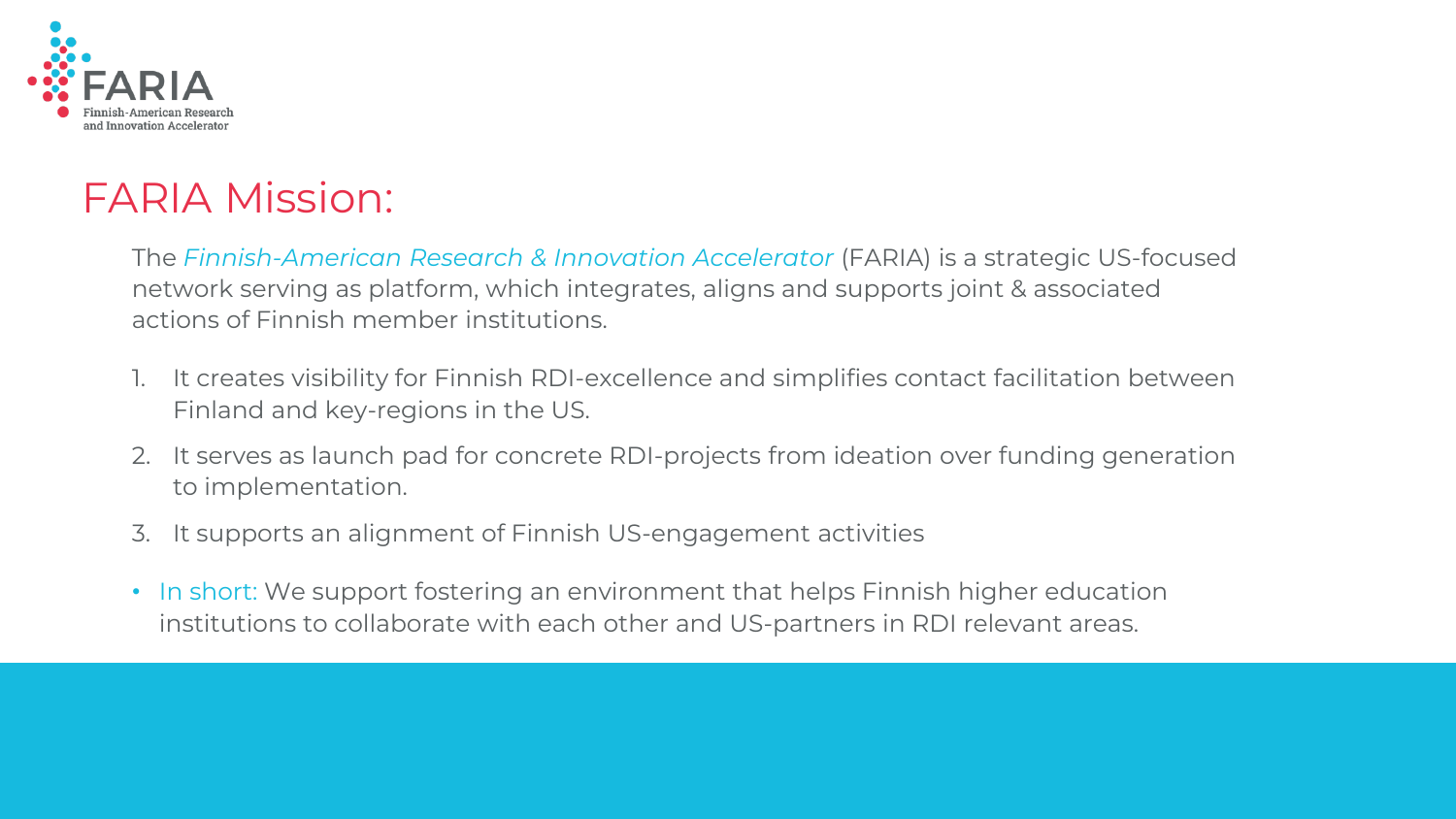# FARIA Mission:

The *Finnish-American Research & Innovation Accelerator* (FARIA) is a strategic US-focused network serving as platform, which integrates, aligns and supports joint & associated actions of Finnish member institutions.

1. It creates visibility for Finnish RDI-excellence and simplifies contact facilitation between Finland and key-regions in the US.
2. It serves as launch pad for concrete RDI-projects from ideation over funding generation to implementation.
3. It supports an alignment of Finnish US-engagement activities

- In short: We support fostering an environment that helps Finnish higher education institutions to collaborate with each other and US-partners in RDI relevant areas.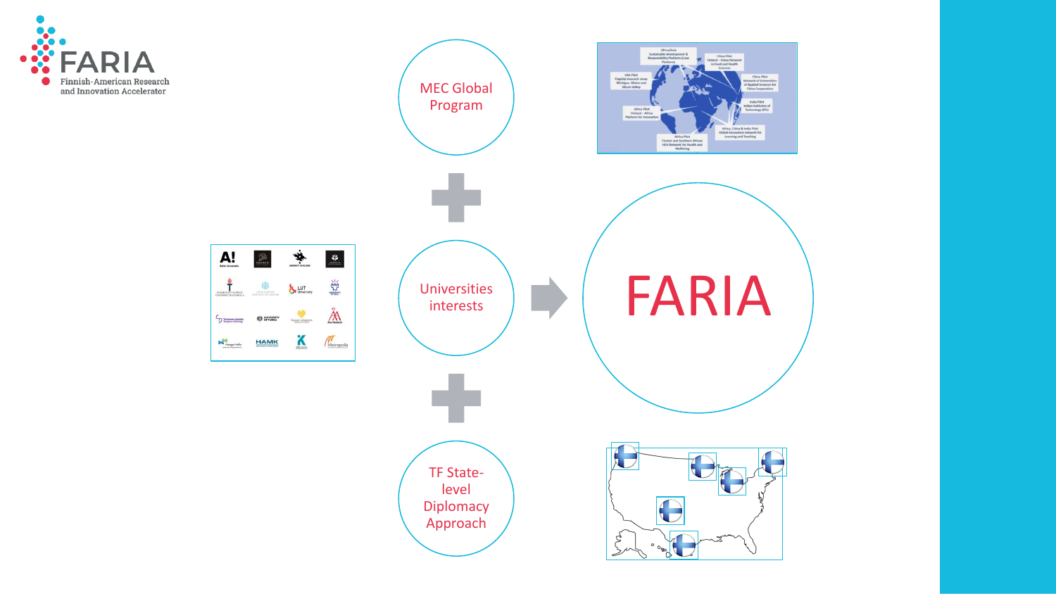FARIA
Finnish-American Research and Innovation Accelerator

MEC Global Program

+

Universities interests

+

TF State-level Diplomacy Approach

FARIA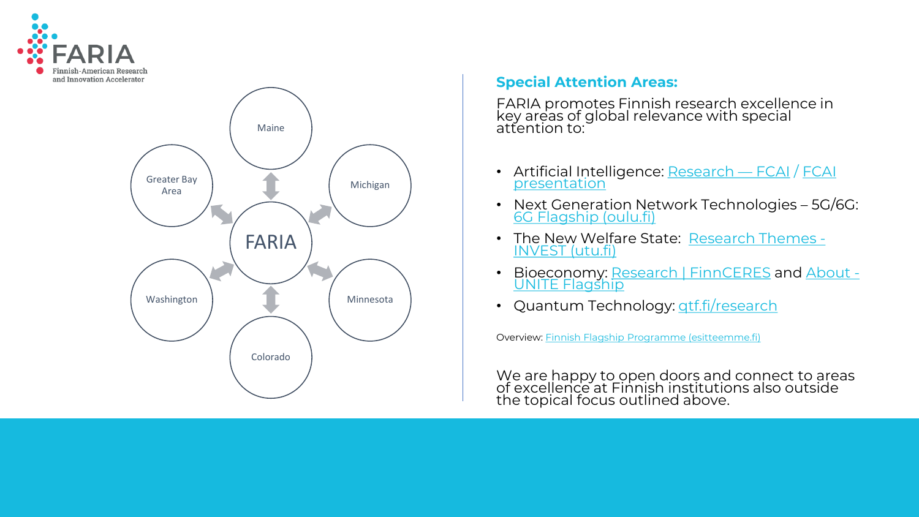FARIA
Finnish-American Research and Innovation Accelerator

Maine

Greater Bay Area

Michigan

FARIA

Washington

Minnesota

Colorado

## Special Attention Areas:

FARIA promotes Finnish research excellence in key areas of global relevance with special attention to:

- Artificial Intelligence: Research — FCAI / FCAI presentation
- Next Generation Network Technologies – 5G/6G: 6G Flagship (oulu.fi)
- The New Welfare State: Research Themes - INVEST (utu.fi)
- Bioeconomy: Research | FinnCERES and About - UNITE Flagship
- Quantum Technology: qtf.fi/research

Overview: Finnish Flagship Programme (esitteemme.fi)

We are happy to open doors and connect to areas of excellence at Finnish institutions also outside the topical focus outlined above.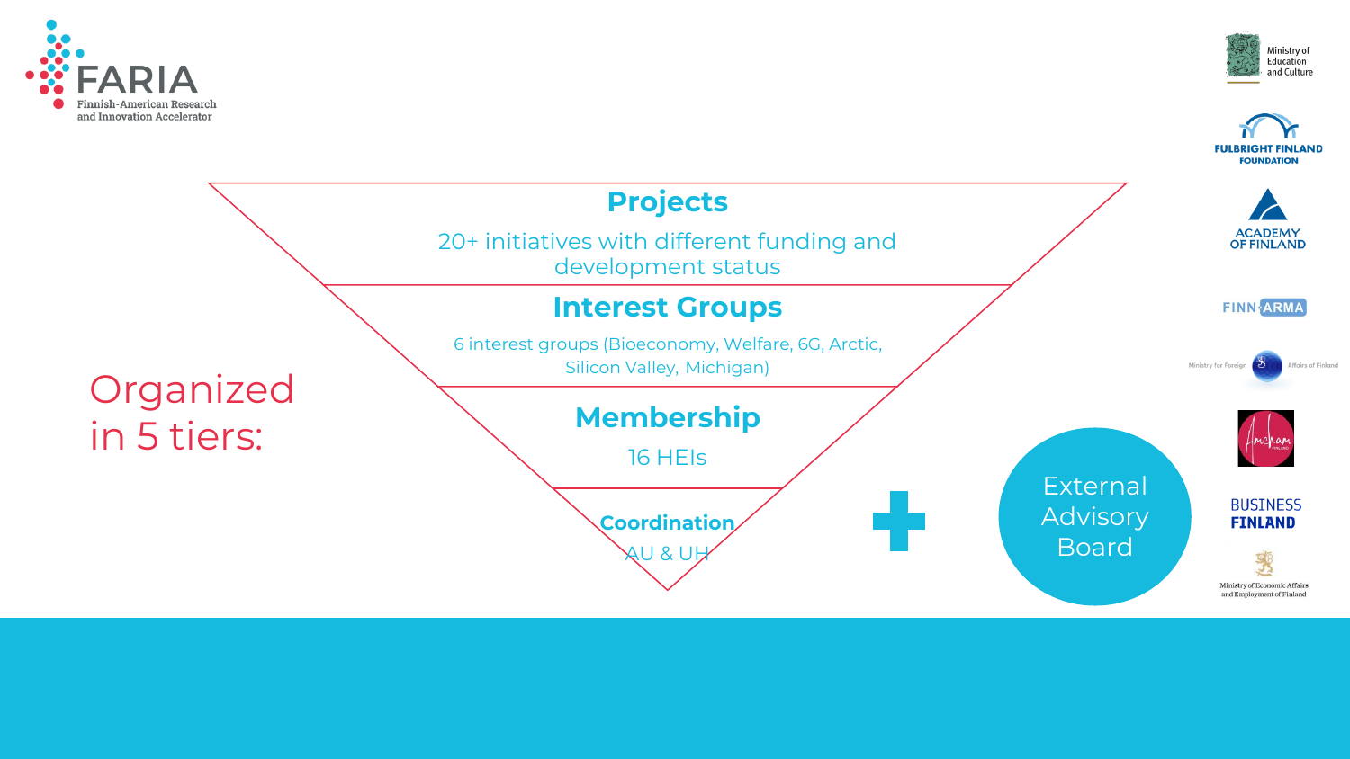FARIA
Finnish-American Research and Innovation Accelerator

Organized in 5 tiers:

## Projects

20+ initiatives with different funding and development status

## Interest Groups

6 interest groups (Bioeconomy, Welfare, 6G, Arctic, Silicon Valley, Michigan)

## Membership

16 HEIs

## Coordination

AU & UH

+

External Advisory Board

Ministry of Education and Culture

Fulbright Finland Foundation

Academy of Finland

Finn-ARMA

Ministry for Foreign Affairs of Finland

AmCham Finland

Business Finland

Ministry of Economic Affairs and Employment of Finland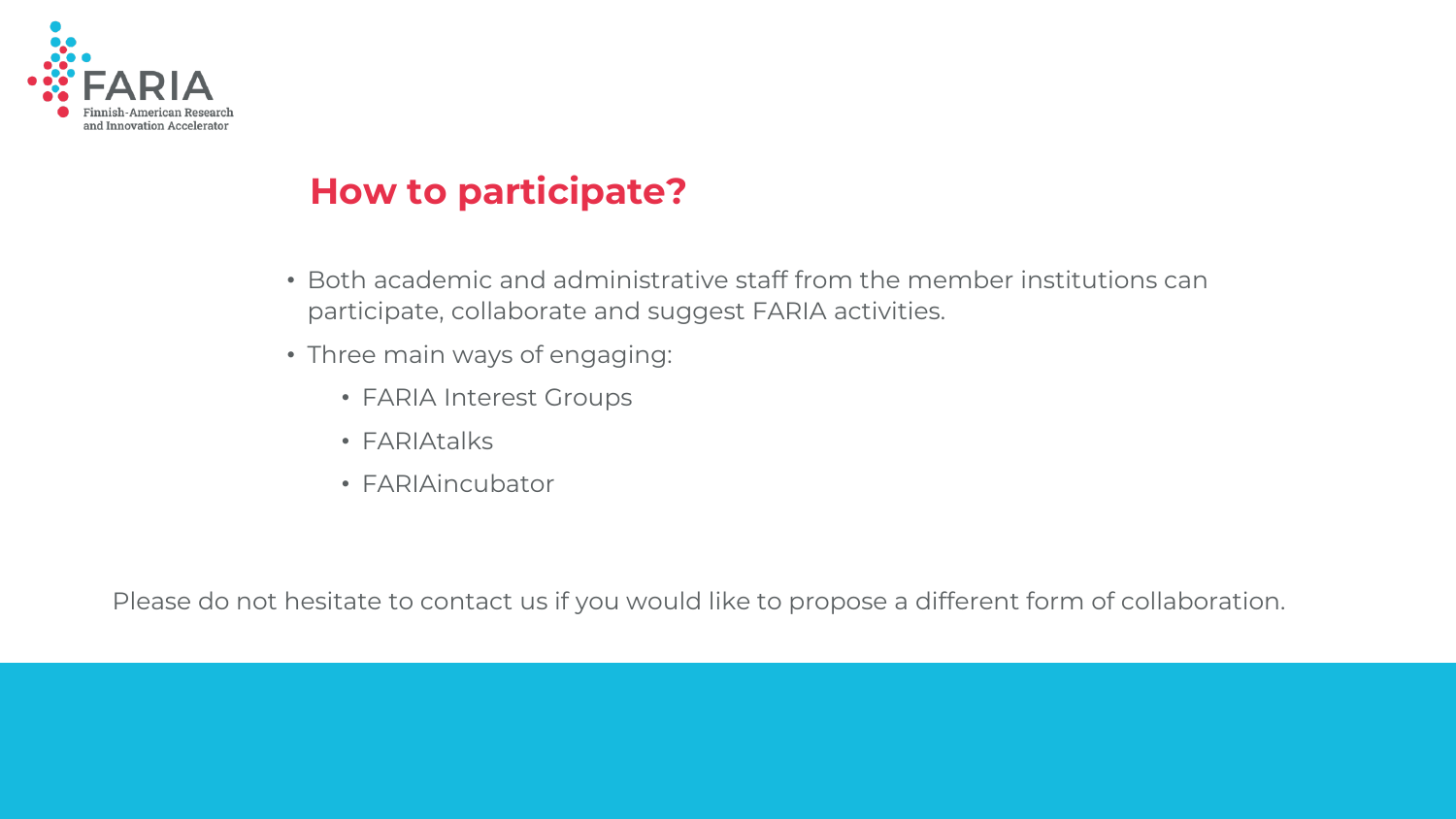## How to participate?

- Both academic and administrative staff from the member institutions can participate, collaborate and suggest FARIA activities.
- Three main ways of engaging:
  - FARIA Interest Groups
  - FARIAtalks
  - FARIAincubator

Please do not hesitate to contact us if you would like to propose a different form of collaboration.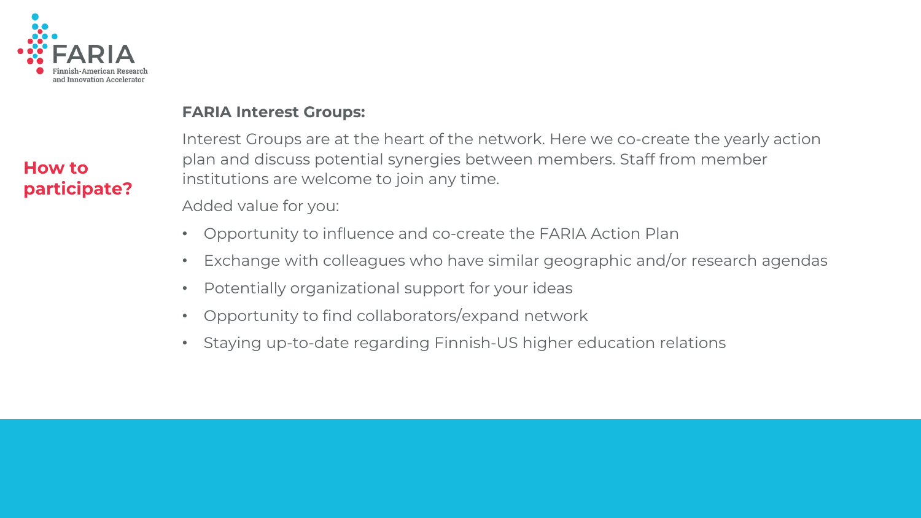FARIA
Finnish-American Research and Innovation Accelerator

## How to participate?

**FARIA Interest Groups:**

Interest Groups are at the heart of the network. Here we co-create the yearly action plan and discuss potential synergies between members. Staff from member institutions are welcome to join any time.

Added value for you:

- Opportunity to influence and co-create the FARIA Action Plan
- Exchange with colleagues who have similar geographic and/or research agendas
- Potentially organizational support for your ideas
- Opportunity to find collaborators/expand network
- Staying up-to-date regarding Finnish-US higher education relations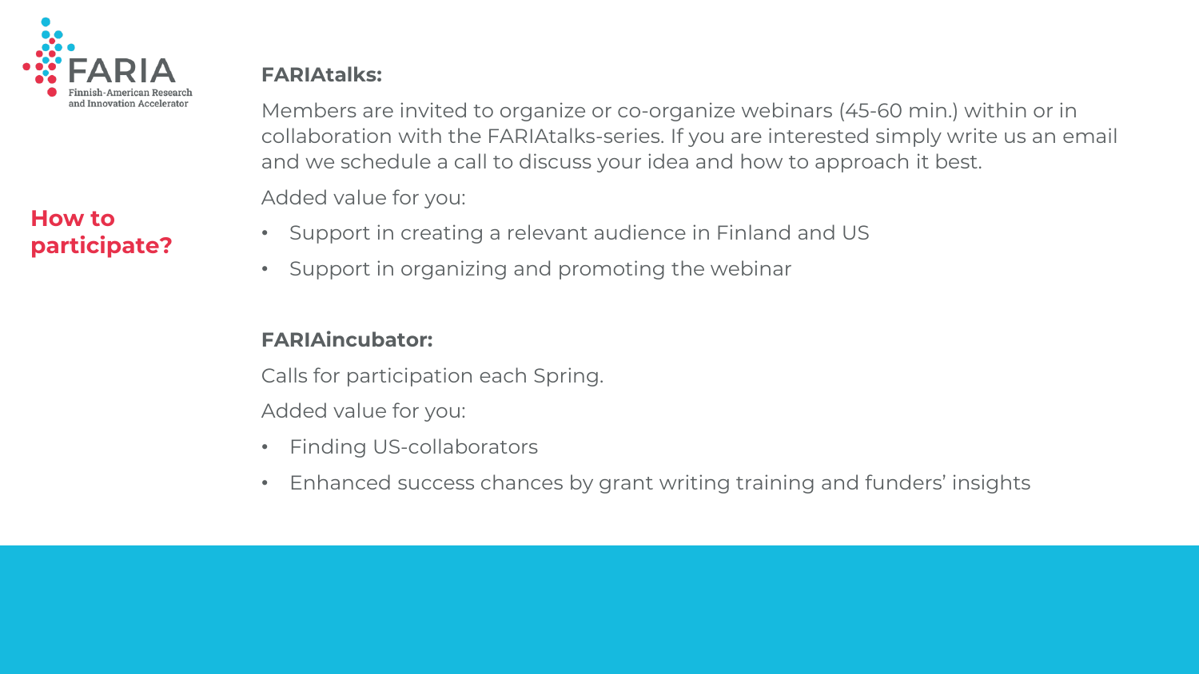FARIA
Finnish-American Research and Innovation Accelerator

## How to participate?

**FARIAtalks:**

Members are invited to organize or co-organize webinars (45-60 min.) within or in collaboration with the FARIAtalks-series. If you are interested simply write us an email and we schedule a call to discuss your idea and how to approach it best.

Added value for you:

- Support in creating a relevant audience in Finland and US
- Support in organizing and promoting the webinar

**FARIAincubator:**

Calls for participation each Spring.

Added value for you:

- Finding US-collaborators
- Enhanced success chances by grant writing training and funders' insights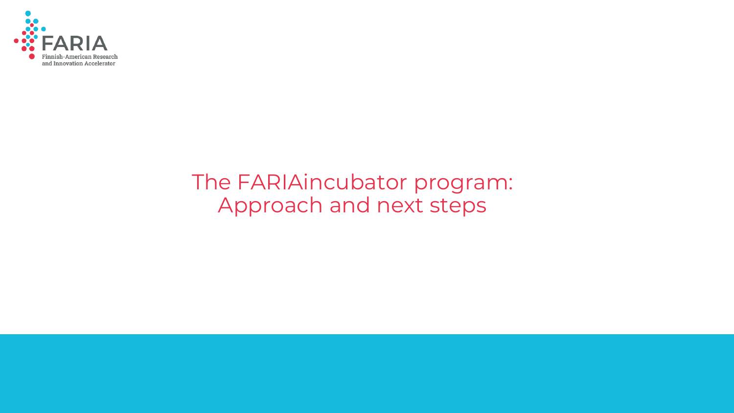FARIA
Finnish-American Research and Innovation Accelerator

# The FARIAincubator program: Approach and next steps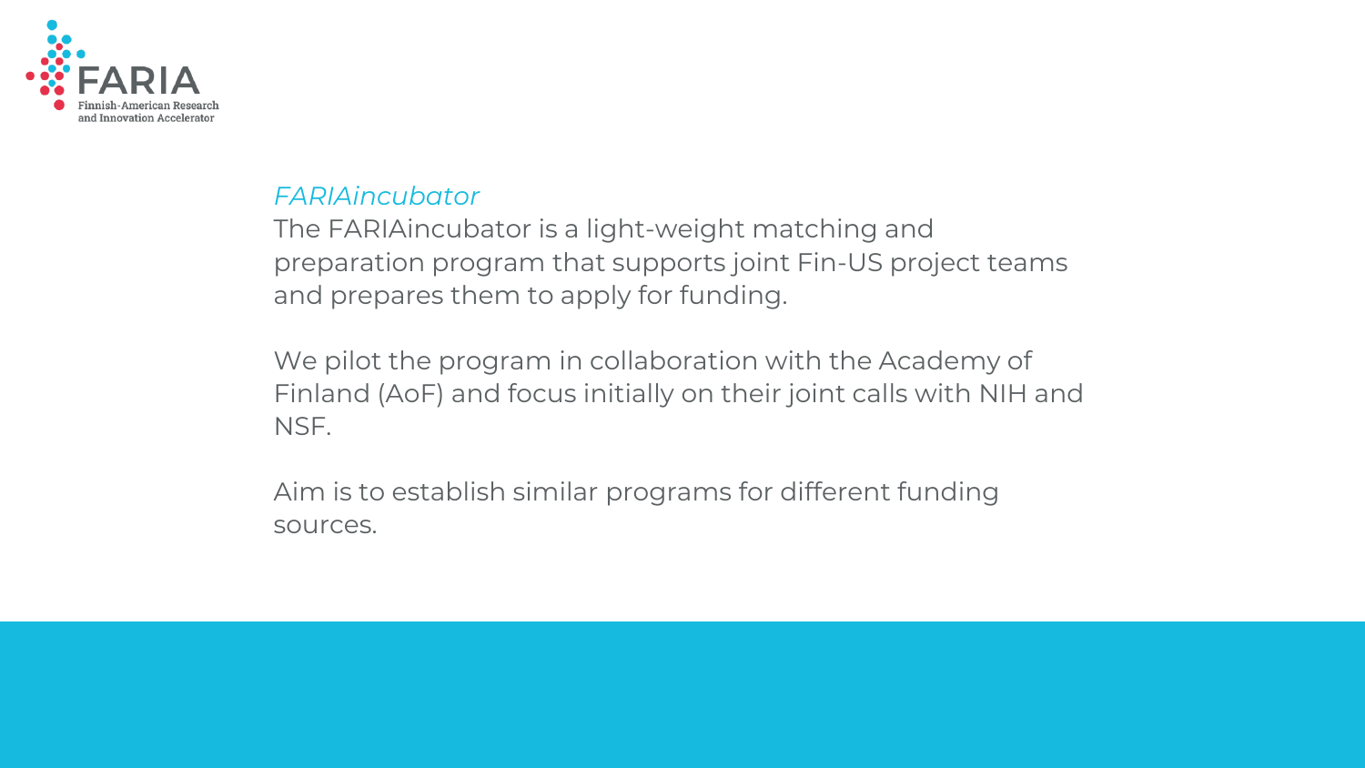*FARIAincubator*

The FARIAincubator is a light-weight matching and preparation program that supports joint Fin-US project teams and prepares them to apply for funding.

We pilot the program in collaboration with the Academy of Finland (AoF) and focus initially on their joint calls with NIH and NSF.

Aim is to establish similar programs for different funding sources.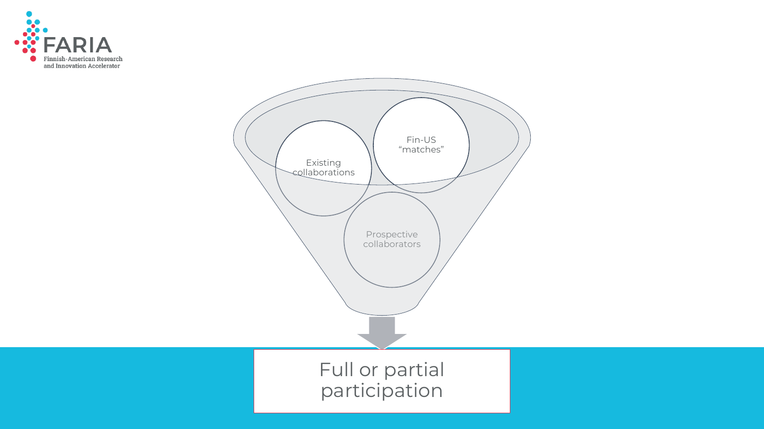FARIA
Finnish-American Research and Innovation Accelerator

Existing collaborations

Fin-US "matches"

Prospective collaborators

Full or partial participation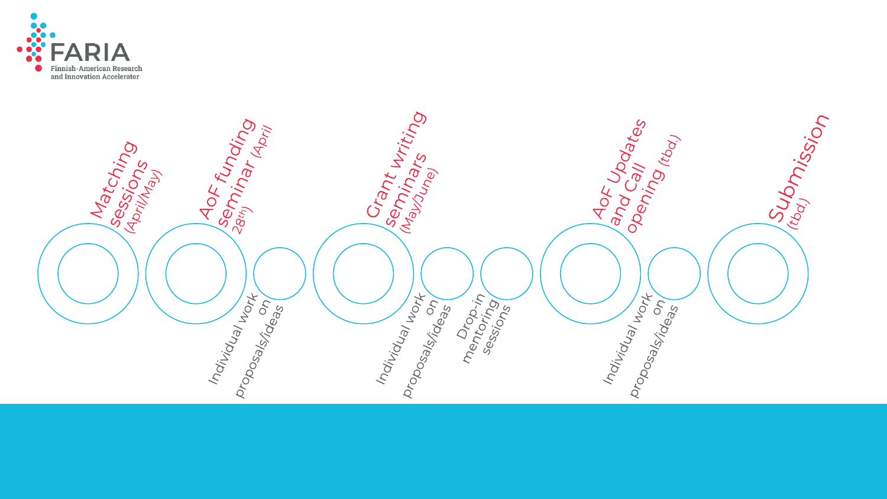FARIA

Finnish-American Research and Innovation Accelerator

- Matching sessions (April/May)
- AoF funding seminar (April 28th)
- Individual work on proposals/ideas
- Grant writing seminars (May/June)
- Individual work on proposals/ideas
- Drop-in mentoring sessions
- AoF Updates and Call opening (tbd.)
- Individual work on proposals/ideas
- Submission (tbd.)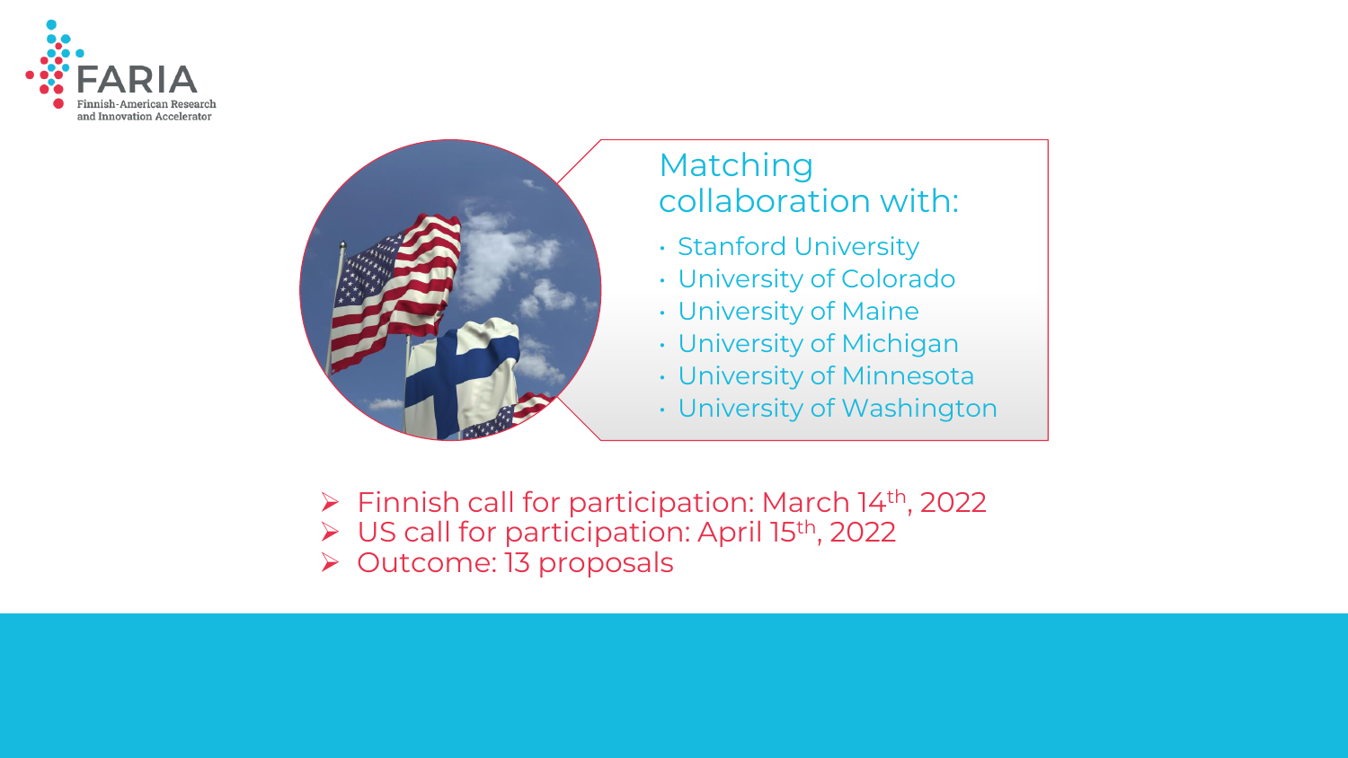FARIA
Finnish-American Research and Innovation Accelerator

## Matching collaboration with:

- Stanford University
- University of Colorado
- University of Maine
- University of Michigan
- University of Minnesota
- University of Washington

- Finnish call for participation: March 14th, 2022
- US call for participation: April 15th, 2022
- Outcome: 13 proposals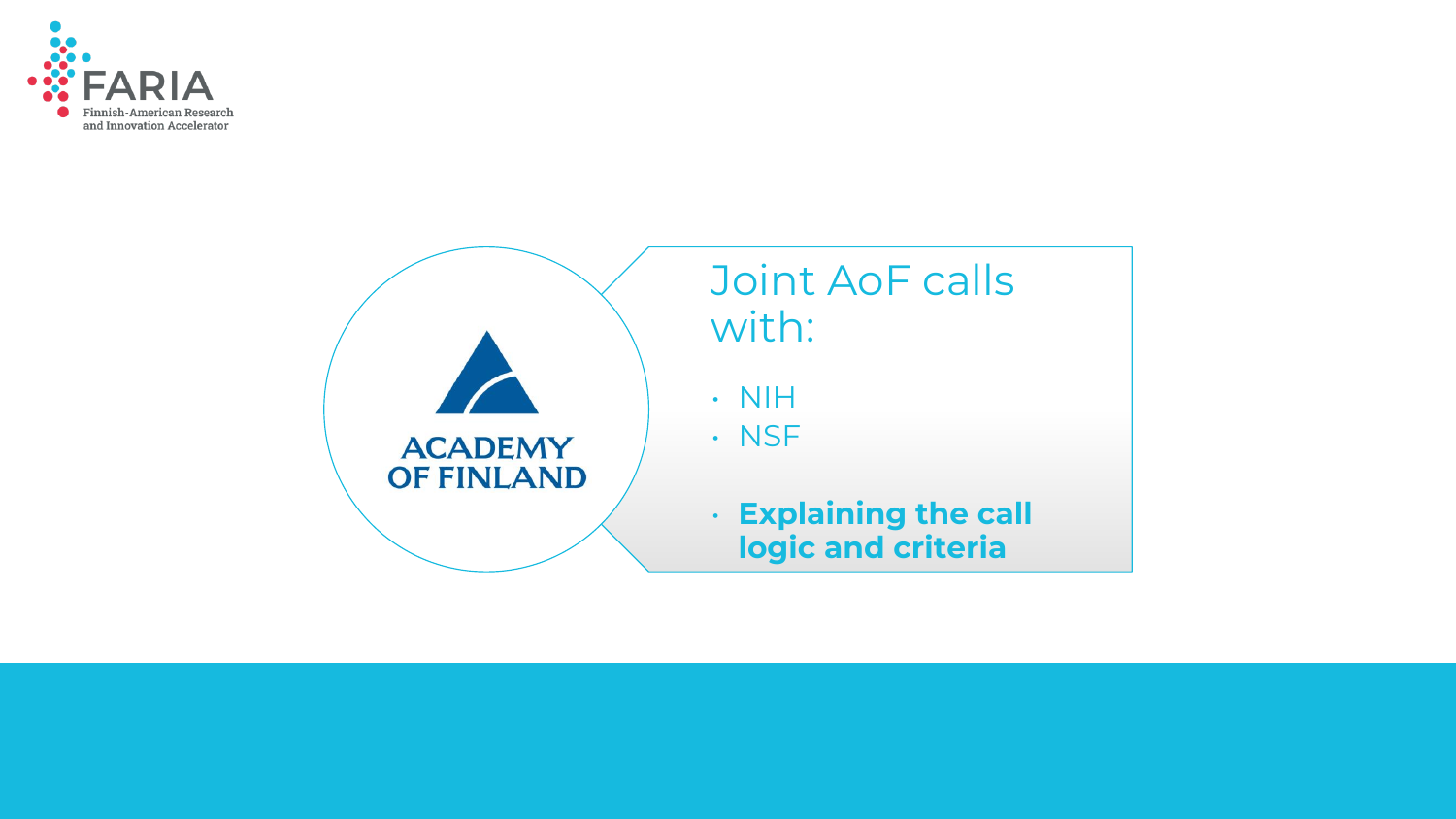## Joint AoF calls with:

- NIH
- NSF

- **Explaining the call logic and criteria**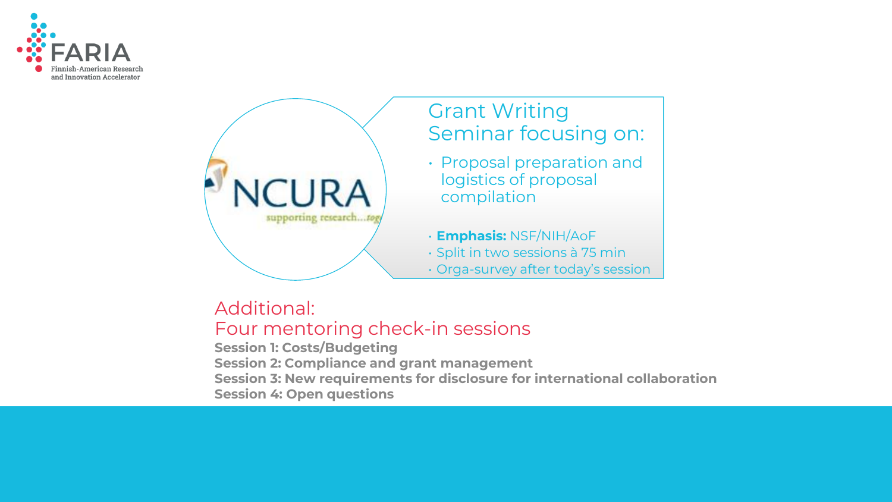## Grant Writing Seminar focusing on:

- Proposal preparation and logistics of proposal compilation

- **Emphasis:** NSF/NIH/AoF
- Split in two sessions à 75 min
- Orga-survey after today's session

## Additional: Four mentoring check-in sessions

**Session 1: Costs/Budgeting**
**Session 2: Compliance and grant management**
**Session 3: New requirements for disclosure for international collaboration**
**Session 4: Open questions**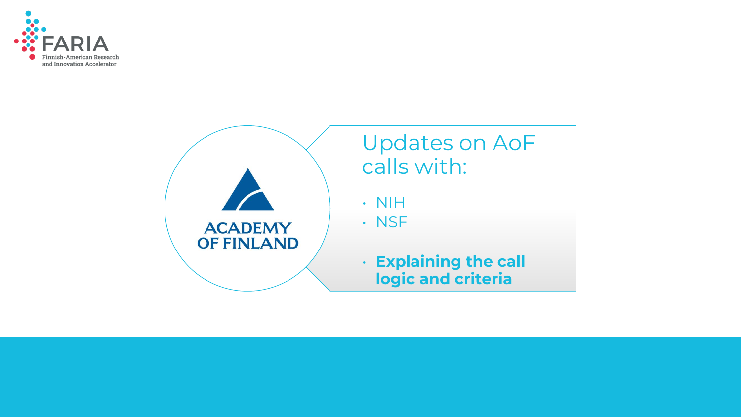FARIA
Finnish-American Research and Innovation Accelerator

ACADEMY OF FINLAND

# Updates on AoF calls with:

- NIH
- NSF

- **Explaining the call logic and criteria**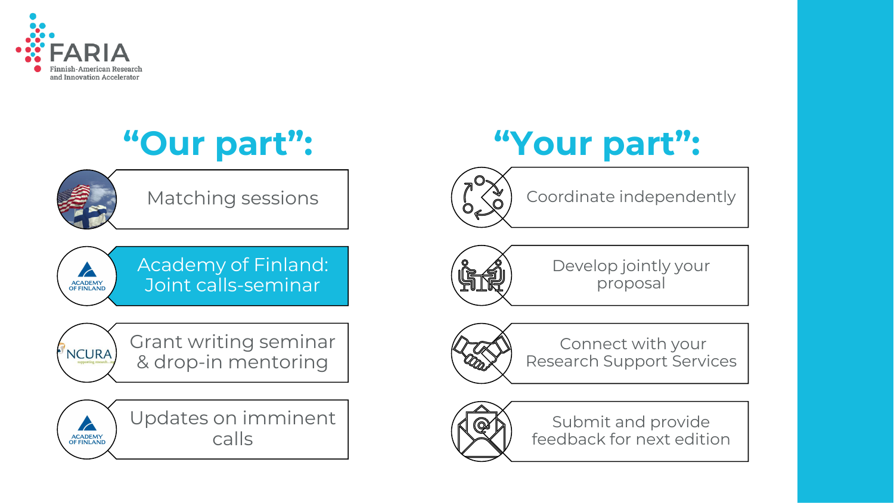FARIA
Finnish-American Research and Innovation Accelerator

## "Our part":

- Matching sessions
- Academy of Finland: Joint calls-seminar
- Grant writing seminar & drop-in mentoring
- Updates on imminent calls

## "Your part":

- Coordinate independently
- Develop jointly your proposal
- Connect with your Research Support Services
- Submit and provide feedback for next edition